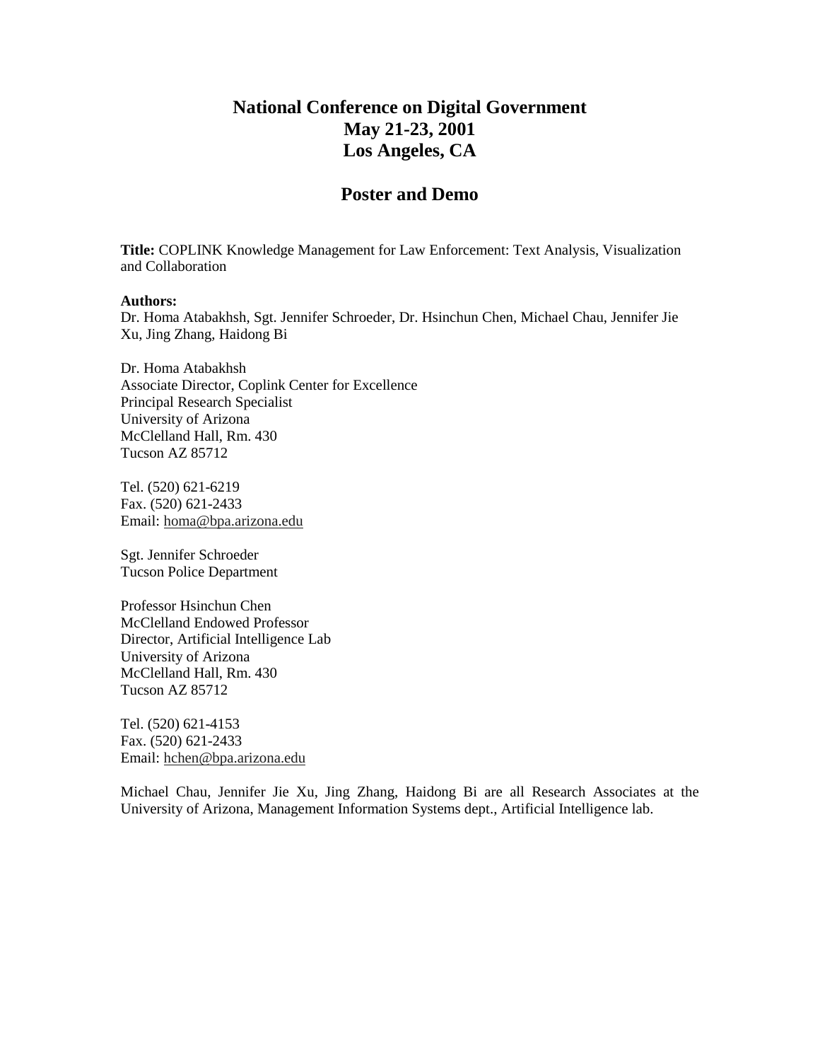# National Conference on Digital Government
# May 21-23, 2001
# Los Angeles, CA

## Poster and Demo

**Title:** COPLINK Knowledge Management for Law Enforcement: Text Analysis, Visualization and Collaboration

**Authors:**
Dr. Homa Atabakhsh, Sgt. Jennifer Schroeder, Dr. Hsinchun Chen, Michael Chau, Jennifer Jie Xu, Jing Zhang, Haidong Bi

Dr. Homa Atabakhsh
Associate Director, Coplink Center for Excellence
Principal Research Specialist
University of Arizona
McClelland Hall, Rm. 430
Tucson AZ 85712

Tel. (520) 621-6219
Fax. (520) 621-2433
Email: homa@bpa.arizona.edu

Sgt. Jennifer Schroeder
Tucson Police Department

Professor Hsinchun Chen
McClelland Endowed Professor
Director, Artificial Intelligence Lab
University of Arizona
McClelland Hall, Rm. 430
Tucson AZ 85712

Tel. (520) 621-4153
Fax. (520) 621-2433
Email: hchen@bpa.arizona.edu

Michael Chau, Jennifer Jie Xu, Jing Zhang, Haidong Bi are all Research Associates at the University of Arizona, Management Information Systems dept., Artificial Intelligence lab.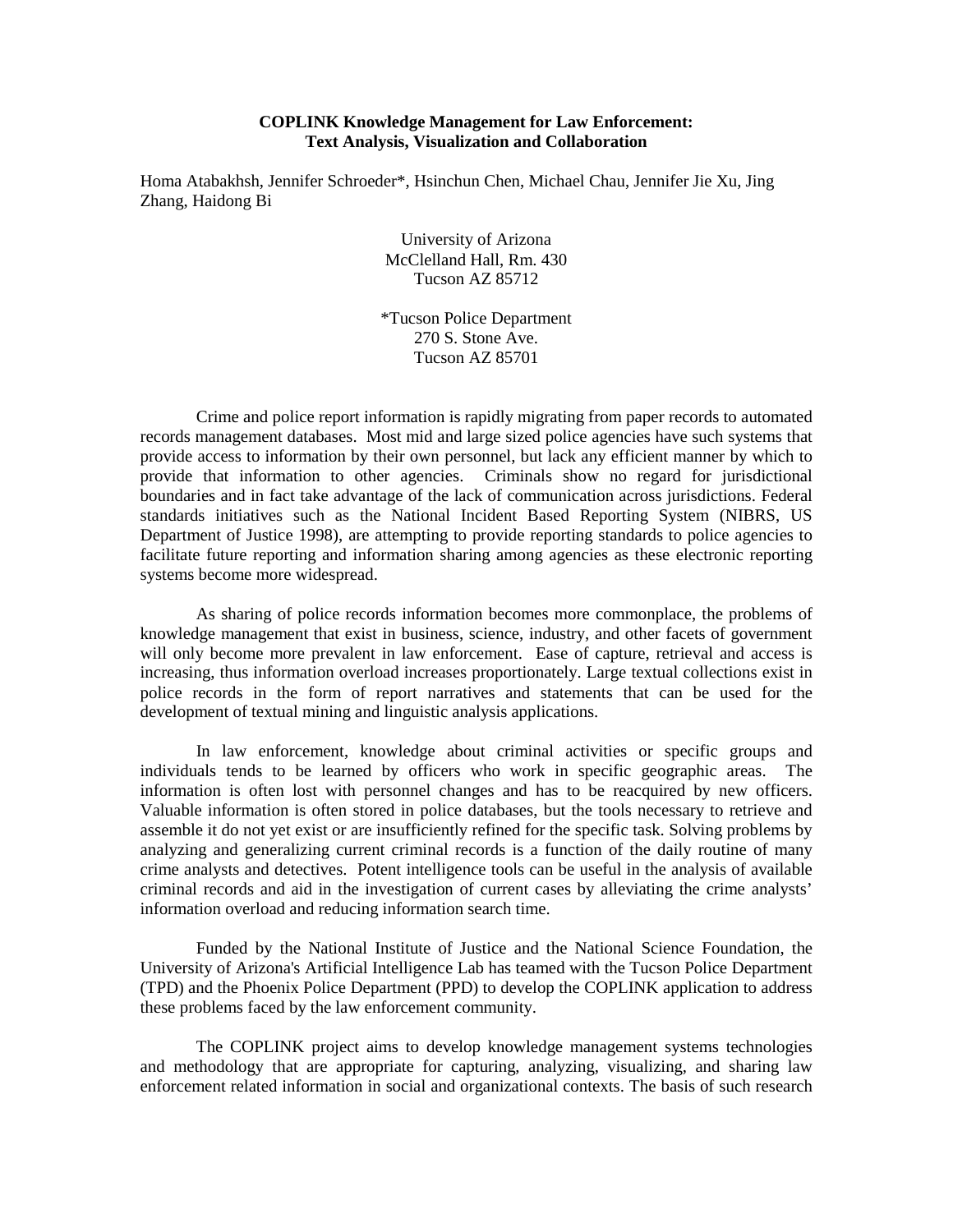**COPLINK Knowledge Management for Law Enforcement: Text Analysis, Visualization and Collaboration**

Homa Atabakhsh, Jennifer Schroeder*, Hsinchun Chen, Michael Chau, Jennifer Jie Xu, Jing Zhang, Haidong Bi

University of Arizona
McClelland Hall, Rm. 430
Tucson AZ 85712

*Tucson Police Department
270 S. Stone Ave.
Tucson AZ 85701

Crime and police report information is rapidly migrating from paper records to automated records management databases. Most mid and large sized police agencies have such systems that provide access to information by their own personnel, but lack any efficient manner by which to provide that information to other agencies. Criminals show no regard for jurisdictional boundaries and in fact take advantage of the lack of communication across jurisdictions. Federal standards initiatives such as the National Incident Based Reporting System (NIBRS, US Department of Justice 1998), are attempting to provide reporting standards to police agencies to facilitate future reporting and information sharing among agencies as these electronic reporting systems become more widespread.

As sharing of police records information becomes more commonplace, the problems of knowledge management that exist in business, science, industry, and other facets of government will only become more prevalent in law enforcement. Ease of capture, retrieval and access is increasing, thus information overload increases proportionately. Large textual collections exist in police records in the form of report narratives and statements that can be used for the development of textual mining and linguistic analysis applications.

In law enforcement, knowledge about criminal activities or specific groups and individuals tends to be learned by officers who work in specific geographic areas. The information is often lost with personnel changes and has to be reacquired by new officers. Valuable information is often stored in police databases, but the tools necessary to retrieve and assemble it do not yet exist or are insufficiently refined for the specific task. Solving problems by analyzing and generalizing current criminal records is a function of the daily routine of many crime analysts and detectives. Potent intelligence tools can be useful in the analysis of available criminal records and aid in the investigation of current cases by alleviating the crime analysts' information overload and reducing information search time.

Funded by the National Institute of Justice and the National Science Foundation, the University of Arizona's Artificial Intelligence Lab has teamed with the Tucson Police Department (TPD) and the Phoenix Police Department (PPD) to develop the COPLINK application to address these problems faced by the law enforcement community.

The COPLINK project aims to develop knowledge management systems technologies and methodology that are appropriate for capturing, analyzing, visualizing, and sharing law enforcement related information in social and organizational contexts. The basis of such research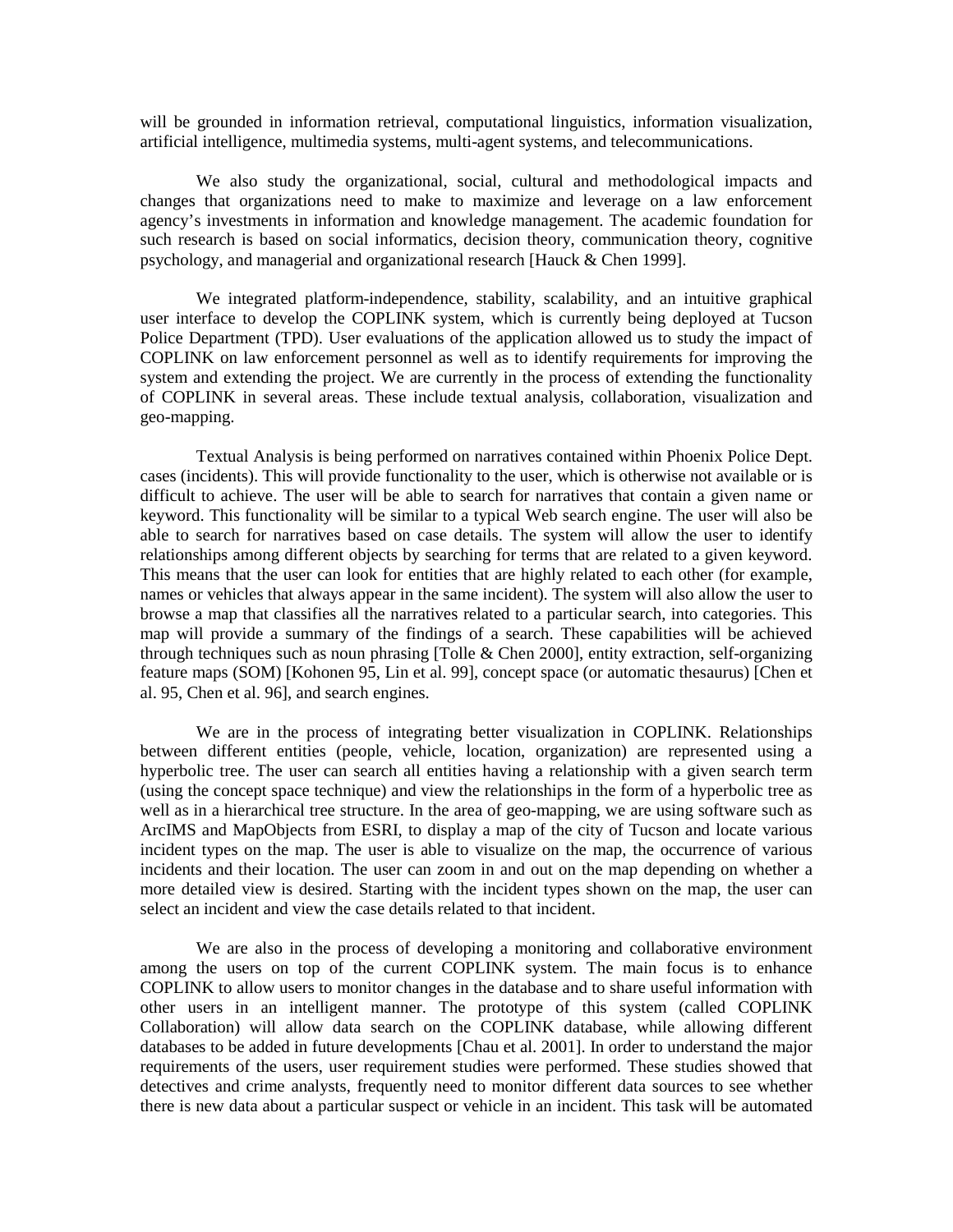will be grounded in information retrieval, computational linguistics, information visualization, artificial intelligence, multimedia systems, multi-agent systems, and telecommunications.

We also study the organizational, social, cultural and methodological impacts and changes that organizations need to make to maximize and leverage on a law enforcement agency's investments in information and knowledge management. The academic foundation for such research is based on social informatics, decision theory, communication theory, cognitive psychology, and managerial and organizational research [Hauck & Chen 1999].

We integrated platform-independence, stability, scalability, and an intuitive graphical user interface to develop the COPLINK system, which is currently being deployed at Tucson Police Department (TPD). User evaluations of the application allowed us to study the impact of COPLINK on law enforcement personnel as well as to identify requirements for improving the system and extending the project. We are currently in the process of extending the functionality of COPLINK in several areas. These include textual analysis, collaboration, visualization and geo-mapping.

Textual Analysis is being performed on narratives contained within Phoenix Police Dept. cases (incidents). This will provide functionality to the user, which is otherwise not available or is difficult to achieve. The user will be able to search for narratives that contain a given name or keyword. This functionality will be similar to a typical Web search engine. The user will also be able to search for narratives based on case details. The system will allow the user to identify relationships among different objects by searching for terms that are related to a given keyword. This means that the user can look for entities that are highly related to each other (for example, names or vehicles that always appear in the same incident). The system will also allow the user to browse a map that classifies all the narratives related to a particular search, into categories. This map will provide a summary of the findings of a search. These capabilities will be achieved through techniques such as noun phrasing [Tolle & Chen 2000], entity extraction, self-organizing feature maps (SOM) [Kohonen 95, Lin et al. 99], concept space (or automatic thesaurus) [Chen et al. 95, Chen et al. 96], and search engines.

We are in the process of integrating better visualization in COPLINK. Relationships between different entities (people, vehicle, location, organization) are represented using a hyperbolic tree. The user can search all entities having a relationship with a given search term (using the concept space technique) and view the relationships in the form of a hyperbolic tree as well as in a hierarchical tree structure. In the area of geo-mapping, we are using software such as ArcIMS and MapObjects from ESRI, to display a map of the city of Tucson and locate various incident types on the map. The user is able to visualize on the map, the occurrence of various incidents and their location. The user can zoom in and out on the map depending on whether a more detailed view is desired. Starting with the incident types shown on the map, the user can select an incident and view the case details related to that incident.

We are also in the process of developing a monitoring and collaborative environment among the users on top of the current COPLINK system. The main focus is to enhance COPLINK to allow users to monitor changes in the database and to share useful information with other users in an intelligent manner. The prototype of this system (called COPLINK Collaboration) will allow data search on the COPLINK database, while allowing different databases to be added in future developments [Chau et al. 2001]. In order to understand the major requirements of the users, user requirement studies were performed. These studies showed that detectives and crime analysts, frequently need to monitor different data sources to see whether there is new data about a particular suspect or vehicle in an incident. This task will be automated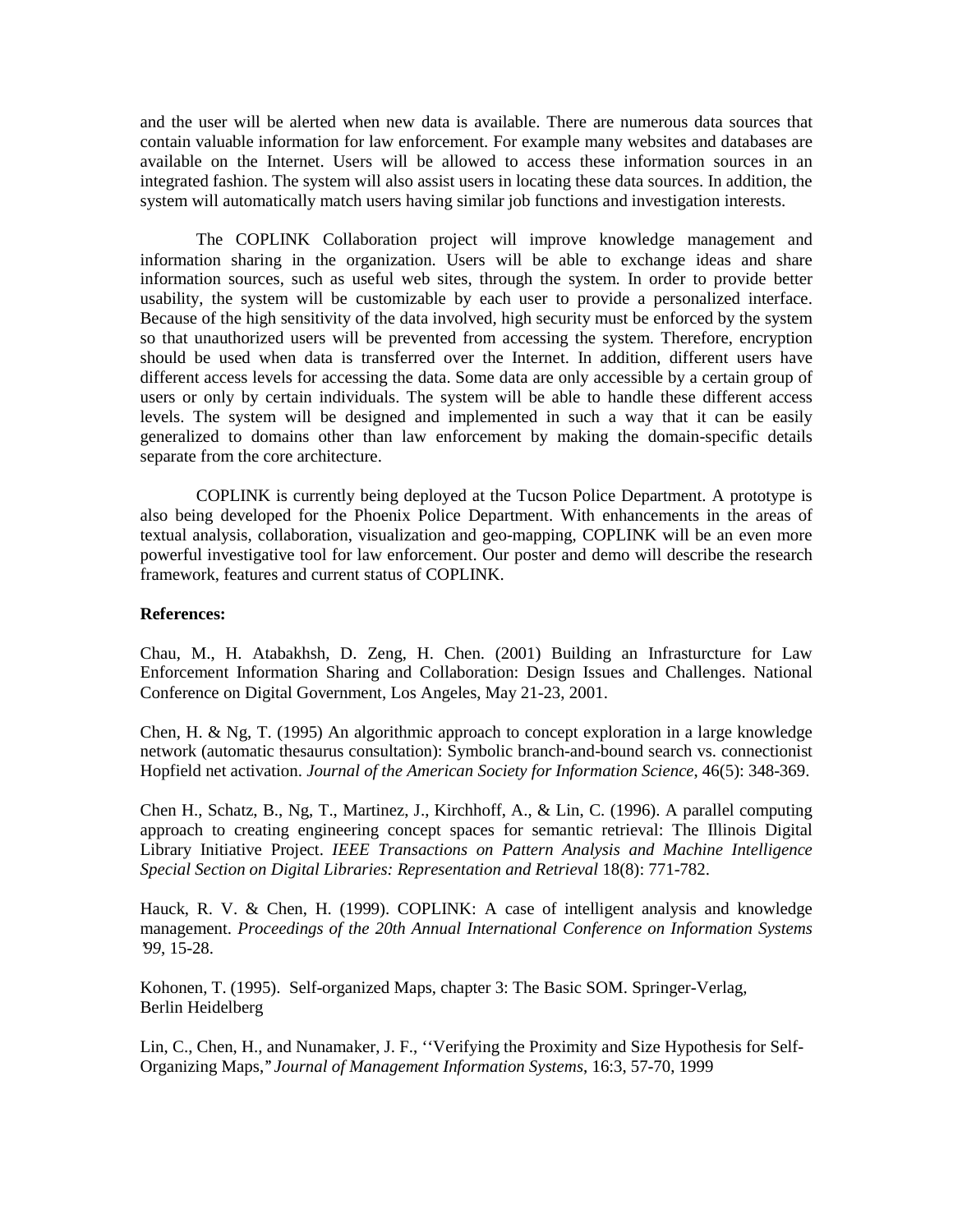and the user will be alerted when new data is available. There are numerous data sources that contain valuable information for law enforcement. For example many websites and databases are available on the Internet. Users will be allowed to access these information sources in an integrated fashion. The system will also assist users in locating these data sources. In addition, the system will automatically match users having similar job functions and investigation interests.

The COPLINK Collaboration project will improve knowledge management and information sharing in the organization. Users will be able to exchange ideas and share information sources, such as useful web sites, through the system. In order to provide better usability, the system will be customizable by each user to provide a personalized interface. Because of the high sensitivity of the data involved, high security must be enforced by the system so that unauthorized users will be prevented from accessing the system. Therefore, encryption should be used when data is transferred over the Internet. In addition, different users have different access levels for accessing the data. Some data are only accessible by a certain group of users or only by certain individuals. The system will be able to handle these different access levels. The system will be designed and implemented in such a way that it can be easily generalized to domains other than law enforcement by making the domain-specific details separate from the core architecture.

COPLINK is currently being deployed at the Tucson Police Department. A prototype is also being developed for the Phoenix Police Department. With enhancements in the areas of textual analysis, collaboration, visualization and geo-mapping, COPLINK will be an even more powerful investigative tool for law enforcement. Our poster and demo will describe the research framework, features and current status of COPLINK.

**References:**

Chau, M., H. Atabakhsh, D. Zeng, H. Chen. (2001) Building an Infrasturcture for Law Enforcement Information Sharing and Collaboration: Design Issues and Challenges. National Conference on Digital Government, Los Angeles, May 21-23, 2001.

Chen, H. & Ng, T. (1995) An algorithmic approach to concept exploration in a large knowledge network (automatic thesaurus consultation): Symbolic branch-and-bound search vs. connectionist Hopfield net activation. *Journal of the American Society for Information Science*, 46(5): 348-369.

Chen H., Schatz, B., Ng, T., Martinez, J., Kirchhoff, A., & Lin, C. (1996). A parallel computing approach to creating engineering concept spaces for semantic retrieval: The Illinois Digital Library Initiative Project. *IEEE Transactions on Pattern Analysis and Machine Intelligence Special Section on Digital Libraries: Representation and Retrieval* 18(8): 771-782.

Hauck, R. V. & Chen, H. (1999). COPLINK: A case of intelligent analysis and knowledge management. *Proceedings of the 20th Annual International Conference on Information Systems '99*, 15-28.

Kohonen, T. (1995). Self-organized Maps, chapter 3: The Basic SOM. Springer-Verlag, Berlin Heidelberg

Lin, C., Chen, H., and Nunamaker, J. F., ''Verifying the Proximity and Size Hypothesis for Self-Organizing Maps," *Journal of Management Information Systems*, 16:3, 57-70, 1999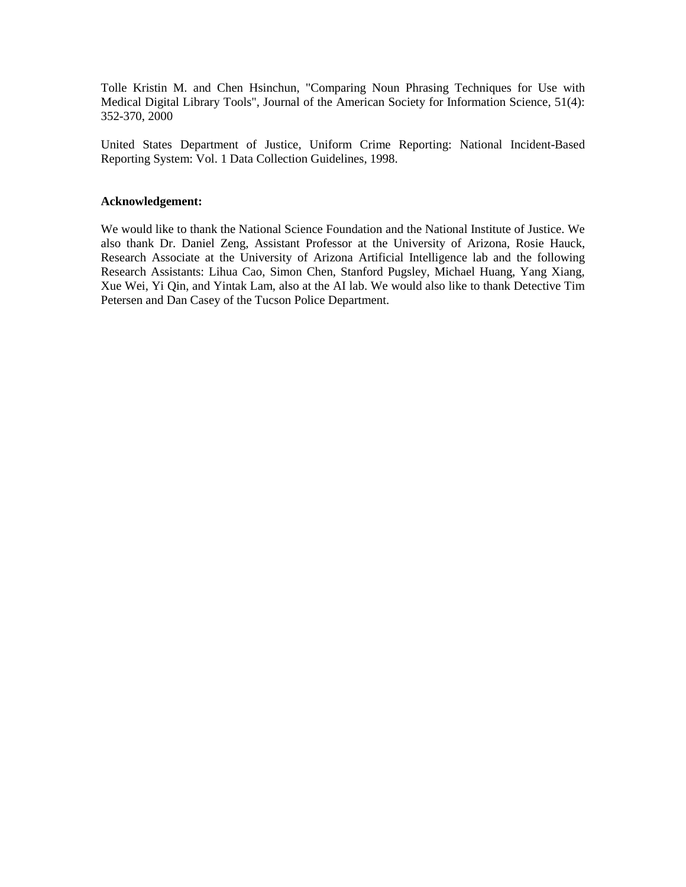Tolle Kristin M. and Chen Hsinchun, "Comparing Noun Phrasing Techniques for Use with Medical Digital Library Tools", Journal of the American Society for Information Science, 51(4): 352-370, 2000

United States Department of Justice, Uniform Crime Reporting: National Incident-Based Reporting System: Vol. 1 Data Collection Guidelines, 1998.

**Acknowledgement:**

We would like to thank the National Science Foundation and the National Institute of Justice. We also thank Dr. Daniel Zeng, Assistant Professor at the University of Arizona, Rosie Hauck, Research Associate at the University of Arizona Artificial Intelligence lab and the following Research Assistants: Lihua Cao, Simon Chen, Stanford Pugsley, Michael Huang, Yang Xiang, Xue Wei, Yi Qin, and Yintak Lam, also at the AI lab. We would also like to thank Detective Tim Petersen and Dan Casey of the Tucson Police Department.